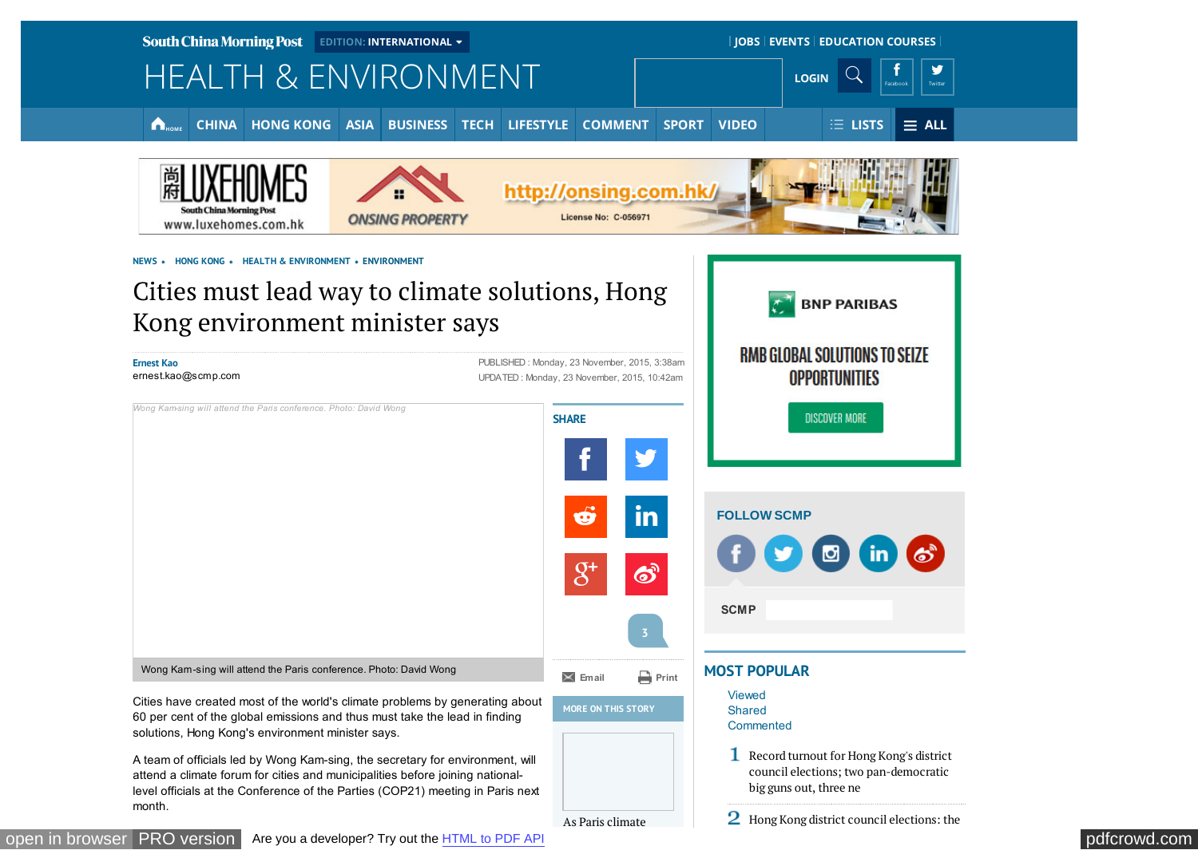NEWS • HONG KONG • HEALTH & ENVIRONMENT • ENVIRONMENT

# Cities must lead way to climate solutions, Hong Kong environment minister says

Ernest Kao
ernest.kao@scmp.com

PUBLISHED : Monday, 23 November, 2015, 3:38am
UPDATED : Monday, 23 November, 2015, 10:42am

Wong Kam-sing will attend the Paris conference. Photo: David Wong

Cities have created most of the world's climate problems by generating about 60 per cent of the global emissions and thus must take the lead in finding solutions, Hong Kong's environment minister says.

A team of officials led by Wong Kam-sing, the secretary for environment, will attend a climate forum for cities and municipalities before joining national-level officials at the Conference of the Parties (COP21) meeting in Paris next month.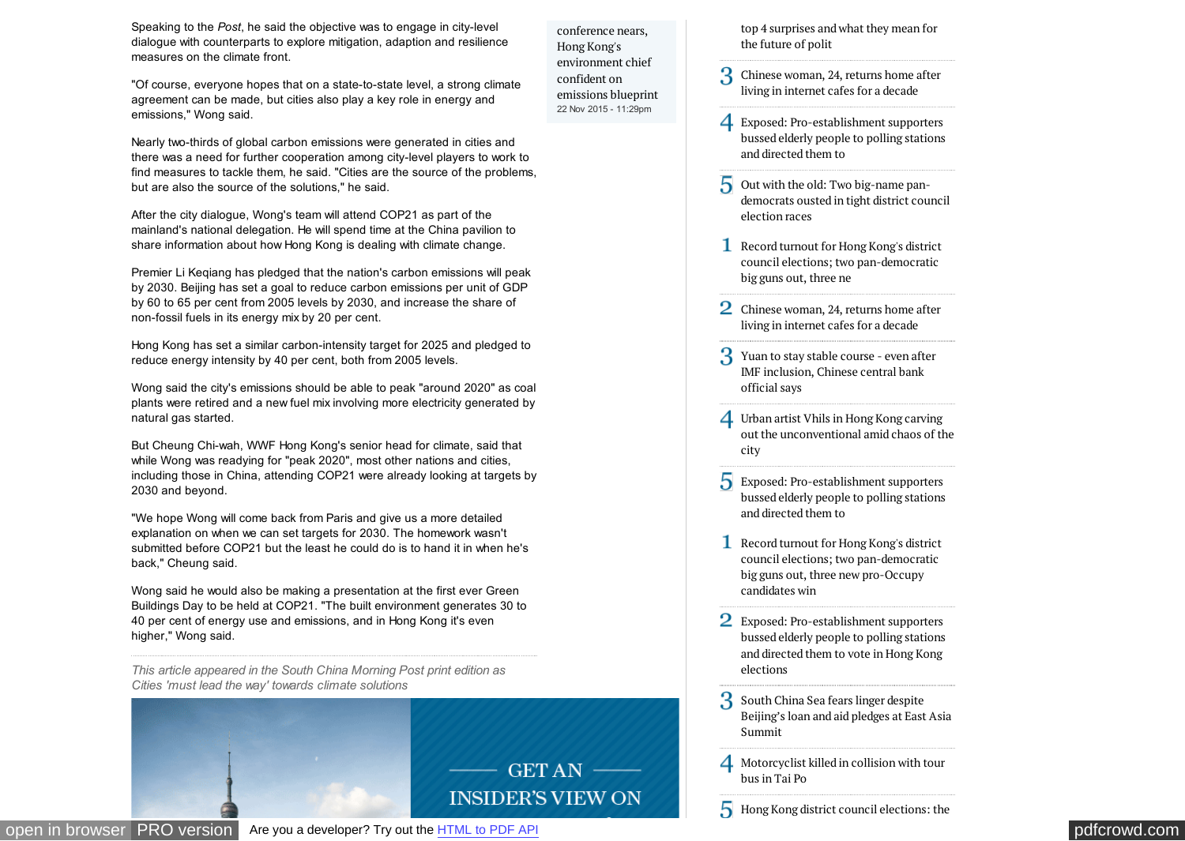Speaking to the *Post*, he said the objective was to engage in city-level dialogue with counterparts to explore mitigation, adaption and resilience measures on the climate front.

"Of course, everyone hopes that on a state-to-state level, a strong climate agreement can be made, but cities also play a key role in energy and emissions," Wong said.

Nearly two-thirds of global carbon emissions were generated in cities and there was a need for further cooperation among city-level players to work to find measures to tackle them, he said. "Cities are the source of the problems, but are also the source of the solutions," he said.

After the city dialogue, Wong's team will attend COP21 as part of the mainland's national delegation. He will spend time at the China pavilion to share information about how Hong Kong is dealing with climate change.

Premier Li Keqiang has pledged that the nation's carbon emissions will peak by 2030. Beijing has set a goal to reduce carbon emissions per unit of GDP by 60 to 65 per cent from 2005 levels by 2030, and increase the share of non-fossil fuels in its energy mix by 20 per cent.

Hong Kong has set a similar carbon-intensity target for 2025 and pledged to reduce energy intensity by 40 per cent, both from 2005 levels.

Wong said the city's emissions should be able to peak "around 2020" as coal plants were retired and a new fuel mix involving more electricity generated by natural gas started.

But Cheung Chi-wah, WWF Hong Kong's senior head for climate, said that while Wong was readying for "peak 2020", most other nations and cities, including those in China, attending COP21 were already looking at targets by 2030 and beyond.

"We hope Wong will come back from Paris and give us a more detailed explanation on when we can set targets for 2030. The homework wasn't submitted before COP21 but the least he could do is to hand it in when he's back," Cheung said.

Wong said he would also be making a presentation at the first ever Green Buildings Day to be held at COP21. "The built environment generates 30 to 40 per cent of energy use and emissions, and in Hong Kong it's even higher," Wong said.

*This article appeared in the South China Morning Post print edition as Cities 'must lead the way' towards climate solutions*

GET AN INSIDER'S VIEW ON

conference nears, Hong Kong's environment chief confident on emissions blueprint
22 Nov 2015 - 11:29pm

top 4 surprises and what they mean for the future of polit

3 Chinese woman, 24, returns home after living in internet cafes for a decade

4 Exposed: Pro-establishment supporters bussed elderly people to polling stations and directed them to

5 Out with the old: Two big-name pan-democrats ousted in tight district council election races

1 Record turnout for Hong Kong's district council elections; two pan-democratic big guns out, three ne

2 Chinese woman, 24, returns home after living in internet cafes for a decade

3 Yuan to stay stable course - even after IMF inclusion, Chinese central bank official says

4 Urban artist Vhils in Hong Kong carving out the unconventional amid chaos of the city

5 Exposed: Pro-establishment supporters bussed elderly people to polling stations and directed them to

1 Record turnout for Hong Kong's district council elections; two pan-democratic big guns out, three new pro-Occupy candidates win

2 Exposed: Pro-establishment supporters bussed elderly people to polling stations and directed them to vote in Hong Kong elections

3 South China Sea fears linger despite Beijing's loan and aid pledges at East Asia Summit

4 Motorcyclist killed in collision with tour bus in Tai Po

5 Hong Kong district council elections: the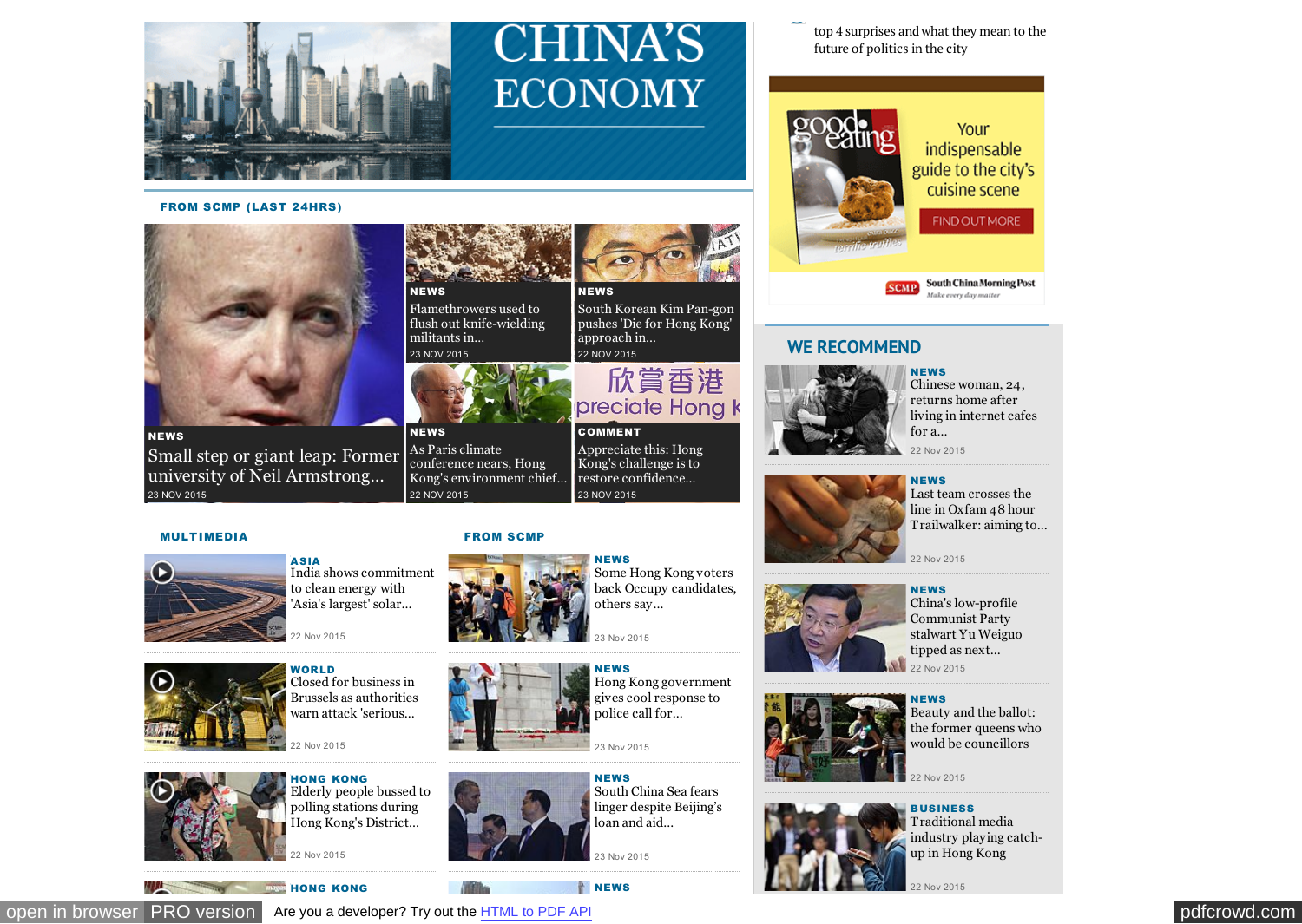top 4 surprises and what they mean to the future of politics in the city

CHINA'S ECONOMY

Your indispensable guide to the city's cuisine scene

FIND OUT MORE

SCMP South China Morning Post
*Make every day matter*

## FROM SCMP (LAST 24HRS)

**NEWS**
Small step or giant leap: Former university of Neil Armstrong...
23 NOV 2015

**NEWS**
Flamethrowers used to flush out knife-wielding militants in...
23 NOV 2015

**NEWS**
South Korean Kim Pan-gon pushes 'Die for Hong Kong' approach in...
22 NOV 2015

**NEWS**
As Paris climate conference nears, Hong Kong's environment chief...
22 NOV 2015

**COMMENT**
Appreciate this: Hong Kong's challenge is to restore confidence...
23 NOV 2015

## MULTIMEDIA

**ASIA**
India shows commitment to clean energy with 'Asia's largest' solar...
22 Nov 2015

**WORLD**
Closed for business in Brussels as authorities warn attack 'serious...
22 Nov 2015

**HONG KONG**
Elderly people bussed to polling stations during Hong Kong's District...
22 Nov 2015

**HONG KONG**

## FROM SCMP

**NEWS**
Some Hong Kong voters back Occupy candidates, others say...
23 Nov 2015

**NEWS**
Hong Kong government gives cool response to police call for...
23 Nov 2015

**NEWS**
South China Sea fears linger despite Beijing's loan and aid...
23 Nov 2015

**NEWS**

## WE RECOMMEND

**NEWS**
Chinese woman, 24, returns home after living in internet cafes for a...
22 Nov 2015

**NEWS**
Last team crosses the line in Oxfam 48 hour Trailwalker: aiming to...
22 Nov 2015

**NEWS**
China's low-profile Communist Party stalwart Yu Weiguo tipped as next...
22 Nov 2015

**NEWS**
Beauty and the ballot: the former queens who would be councillors
22 Nov 2015

**BUSINESS**
Traditional media industry playing catch-up in Hong Kong
22 Nov 2015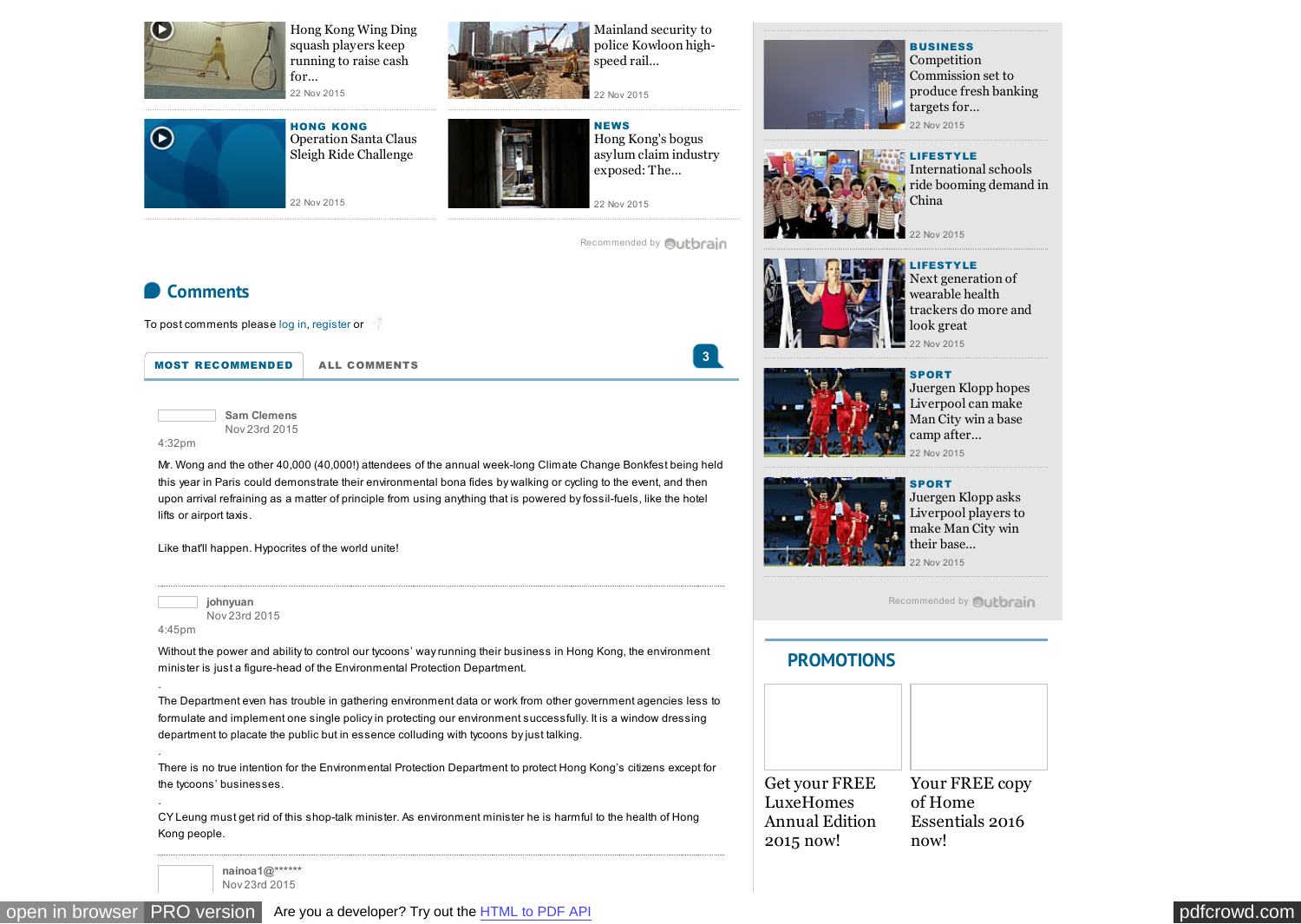Hong Kong Wing Ding squash players keep running to raise cash for...
22 Nov 2015

Mainland security to police Kowloon high-speed rail...
22 Nov 2015

**HONG KONG**
Operation Santa Claus Sleigh Ride Challenge
22 Nov 2015

**NEWS**
Hong Kong's bogus asylum claim industry exposed: The...
22 Nov 2015

Recommended by Outbrain

**BUSINESS**
Competition Commission set to produce fresh banking targets for...
22 Nov 2015

**LIFESTYLE**
International schools ride booming demand in China
22 Nov 2015

**LIFESTYLE**
Next generation of wearable health trackers do more and look great
22 Nov 2015

**SPORT**
Juergen Klopp hopes Liverpool can make Man City win a base camp after...
22 Nov 2015

**SPORT**
Juergen Klopp asks Liverpool players to make Man City win their base...
22 Nov 2015

Recommended by Outbrain

## Comments

To post comments please log in, register or

**MOST RECOMMENDED** | **ALL COMMENTS** | 3

**Sam Clemens**
Nov 23rd 2015
4:32pm

Mr. Wong and the other 40,000 (40,000!) attendees of the annual week-long Climate Change Bonkfest being held this year in Paris could demonstrate their environmental bona fides by walking or cycling to the event, and then upon arrival refraining as a matter of principle from using anything that is powered by fossil-fuels, like the hotel lifts or airport taxis.

Like that'll happen. Hypocrites of the world unite!

**johnyuan**
Nov 23rd 2015
4:45pm

Without the power and ability to control our tycoons' way running their business in Hong Kong, the environment minister is just a figure-head of the Environmental Protection Department.

.

The Department even has trouble in gathering environment data or work from other government agencies less to formulate and implement one single policy in protecting our environment successfully. It is a window dressing department to placate the public but in essence colluding with tycoons by just talking.

.

There is no true intention for the Environmental Protection Department to protect Hong Kong's citizens except for the tycoons' businesses.

.

CY Leung must get rid of this shop-talk minister. As environment minister he is harmful to the health of Hong Kong people.

**nainoa1@******
Nov 23rd 2015

## PROMOTIONS

Get your FREE LuxeHomes Annual Edition 2015 now!

Your FREE copy of Home Essentials 2016 now!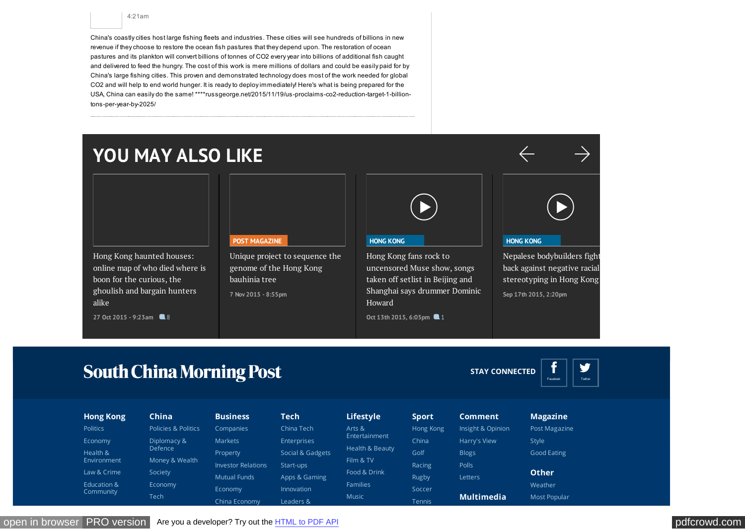4:21am

China's coastly cities host large fishing fleets and industries. These cities will see hundreds of billions in new revenue if they choose to restore the ocean fish pastures that they depend upon. The restoration of ocean pastures and its plankton will convert billions of tonnes of CO2 every year into billions of additional fish caught and delivered to feed the hungry. The cost of this work is mere millions of dollars and could be easily paid for by China's large fishing cities. This proven and demonstrated technology does most of the work needed for global CO2 and will help to end world hunger. It is ready to deploy immediately! Here's what is being prepared for the USA, China can easily do the same! ****russgeorge.net/2015/11/19/us-proclaims-co2-reduction-target-1-billion-tons-per-year-by-2025/

---

# YOU MAY ALSO LIKE

Hong Kong haunted houses: online map of who died where is boon for the curious, the ghoulish and bargain hunters alike

27 Oct 2015 - 9:23am 8

POST MAGAZINE

Unique project to sequence the genome of the Hong Kong bauhinia tree

7 Nov 2015 - 8:55pm

HONG KONG

Hong Kong fans rock to uncensored Muse show, songs taken off setlist in Beijing and Shanghai says drummer Dominic Howard

Oct 13th 2015, 6:05pm 1

HONG KONG

Nepalese bodybuilders fight back against negative racial stereotyping in Hong Kong

Sep 17th 2015, 2:20pm

---

South China Morning Post

STAY CONNECTED Facebook Twitter

**Hong Kong**
- Politics
- Economy
- Health & Environment
- Law & Crime
- Education & Community

**China**
- Policies & Politics
- Diplomacy & Defence
- Money & Wealth
- Society
- Economy
- Tech

**Business**
- Companies
- Markets
- Property
- Investor Relations
- Mutual Funds
- Economy
- China Economy

**Tech**
- China Tech
- Enterprises
- Social & Gadgets
- Start-ups
- Apps & Gaming
- Innovation
- Leaders &

**Lifestyle**
- Arts & Entertainment
- Health & Beauty
- Film & TV
- Food & Drink
- Families
- Music

**Sport**
- Hong Kong
- China
- Golf
- Racing
- Rugby
- Soccer
- Tennis

**Comment**
- Insight & Opinion
- Harry's View
- Blogs
- Polls
- Letters

**Multimedia**

**Magazine**
- Post Magazine
- Style
- Good Eating

**Other**
- Weather
- Most Popular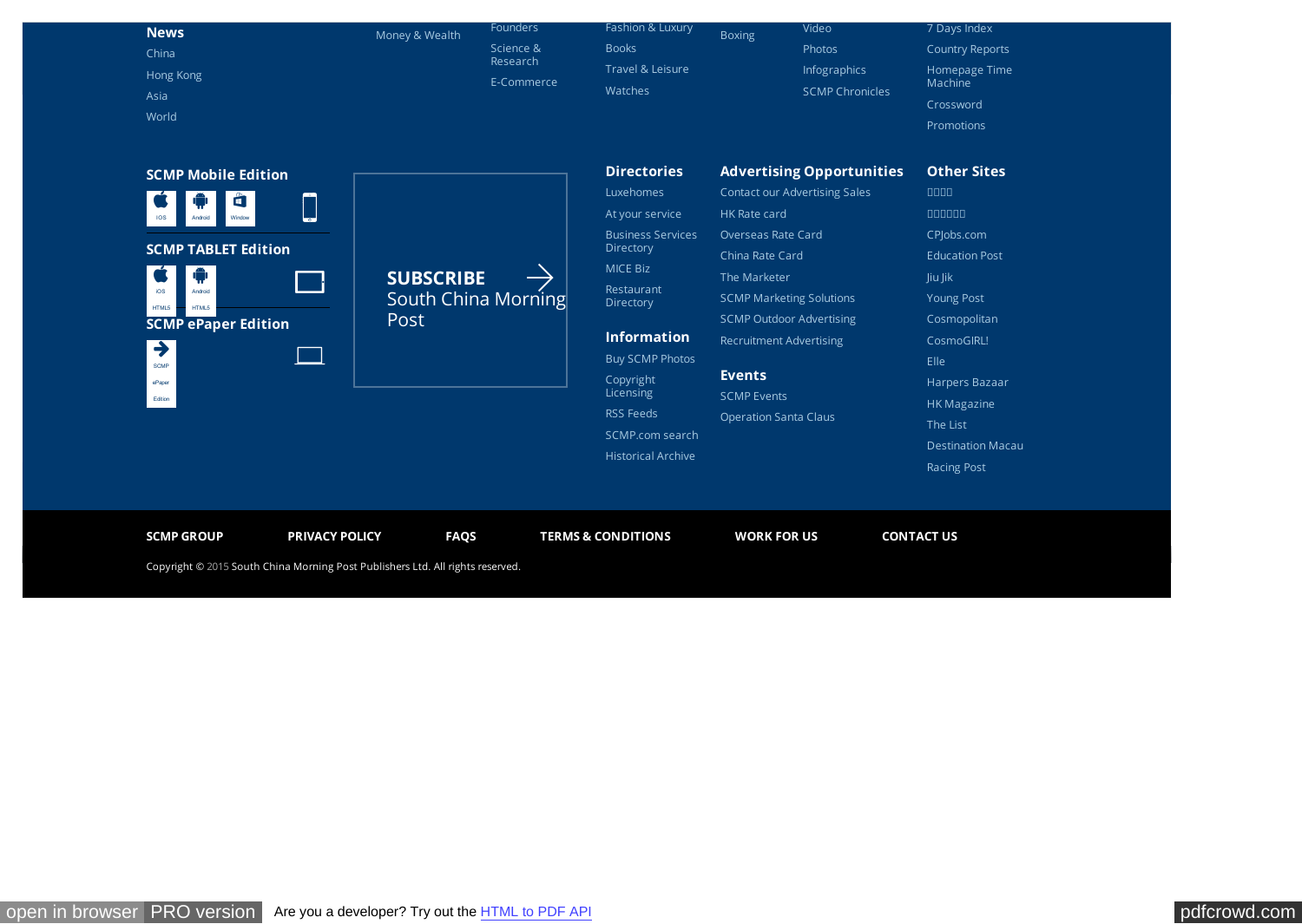## News

- China
- Hong Kong
- Asia
- World

- Money & Wealth

- Founders
- Science & Research
- E-Commerce

- Fashion & Luxury
- Books
- Travel & Leisure
- Watches

- Boxing

- Video
- Photos
- Infographics
- SCMP Chronicles

- 7 Days Index
- Country Reports
- Homepage Time Machine
- Crossword
- Promotions

## SCMP Mobile Edition

iOS Android Window

## SCMP TABLET Edition

iOS HTML5 Android HTML5

## SCMP ePaper Edition

SCMP ePaper Edition

**SUBSCRIBE**
South China Morning Post

## Directories

- Luxehomes
- At your service
- Business Services Directory
- MICE Biz
- Restaurant Directory

## Information

- Buy SCMP Photos
- Copyright Licensing
- RSS Feeds
- SCMP.com search
- Historical Archive

## Advertising Opportunities

- Contact our Advertising Sales
- HK Rate card
- Overseas Rate Card
- China Rate Card
- The Marketer
- SCMP Marketing Solutions
- SCMP Outdoor Advertising
- Recruitment Advertising

## Events

- SCMP Events
- Operation Santa Claus

## Other Sites

- □□□□
- □□□□□□
- CPJobs.com
- Education Post
- Jiu Jik
- Young Post
- Cosmopolitan
- CosmoGIRL!
- Elle
- Harpers Bazaar
- HK Magazine
- The List
- Destination Macau
- Racing Post

**SCMP GROUP** **PRIVACY POLICY** **FAQS** **TERMS & CONDITIONS** **WORK FOR US** **CONTACT US**

Copyright © 2015 South China Morning Post Publishers Ltd. All rights reserved.